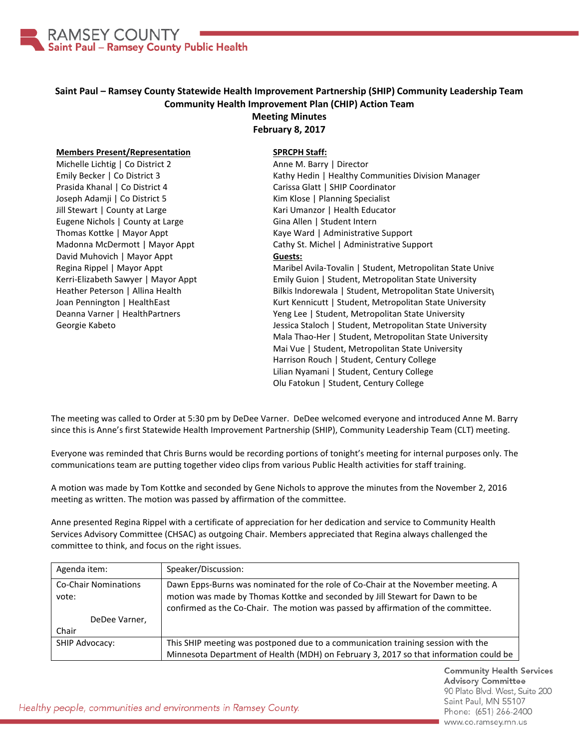RAMSEY COUNTY
Saint Paul – Ramsey County Public Health

**Saint Paul – Ramsey County Statewide Health Improvement Partnership (SHIP) Community Leadership Team**
**Community Health Improvement Plan (CHIP) Action Team**
**Meeting Minutes**
**February 8, 2017**

**Members Present/Representation**
Michelle Lichtig | Co District 2
Emily Becker | Co District 3
Prasida Khanal | Co District 4
Joseph Adamji | Co District 5
Jill Stewart | County at Large
Eugene Nichols | County at Large
Thomas Kottke | Mayor Appt
Madonna McDermott | Mayor Appt
David Muhovich | Mayor Appt
Regina Rippel | Mayor Appt
Kerri-Elizabeth Sawyer | Mayor Appt
Heather Peterson | Allina Health
Joan Pennington | HealthEast
Deanna Varner | HealthPartners
Georgie Kabeto

**SPRCPH Staff:**
Anne M. Barry | Director
Kathy Hedin | Healthy Communities Division Manager
Carissa Glatt | SHIP Coordinator
Kim Klose | Planning Specialist
Kari Umanzor | Health Educator
Gina Allen | Student Intern
Kaye Ward | Administrative Support
Cathy St. Michel | Administrative Support

**Guests:**
Maribel Avila-Tovalin | Student, Metropolitan State Unive
Emily Guion | Student, Metropolitan State University
Bilkis Indorewala | Student, Metropolitan State University
Kurt Kennicutt | Student, Metropolitan State University
Yeng Lee | Student, Metropolitan State University
Jessica Staloch | Student, Metropolitan State University
Mala Thao-Her | Student, Metropolitan State University
Mai Vue | Student, Metropolitan State University
Harrison Rouch | Student, Century College
Lilian Nyamani | Student, Century College
Olu Fatokun | Student, Century College

The meeting was called to Order at 5:30 pm by DeDee Varner. DeDee welcomed everyone and introduced Anne M. Barry since this is Anne's first Statewide Health Improvement Partnership (SHIP), Community Leadership Team (CLT) meeting.

Everyone was reminded that Chris Burns would be recording portions of tonight's meeting for internal purposes only. The communications team are putting together video clips from various Public Health activities for staff training.

A motion was made by Tom Kottke and seconded by Gene Nichols to approve the minutes from the November 2, 2016 meeting as written. The motion was passed by affirmation of the committee.

Anne presented Regina Rippel with a certificate of appreciation for her dedication and service to Community Health Services Advisory Committee (CHSAC) as outgoing Chair. Members appreciated that Regina always challenged the committee to think, and focus on the right issues.

| Agenda item: | Speaker/Discussion: |
|---|---|
| Co-Chair Nominations vote: DeDee Varner, Chair | Dawn Epps-Burns was nominated for the role of Co-Chair at the November meeting. A motion was made by Thomas Kottke and seconded by Jill Stewart for Dawn to be confirmed as the Co-Chair. The motion was passed by affirmation of the committee. |
| SHIP Advocacy: | This SHIP meeting was postponed due to a communication training session with the Minnesota Department of Health (MDH) on February 3, 2017 so that information could be |

Community Health Services Advisory Committee
90 Plato Blvd. West, Suite 200
Saint Paul, MN 55107
Phone: (651) 266-2400
www.co.ramsey.mn.us

*Healthy people, communities and environments in Ramsey County.*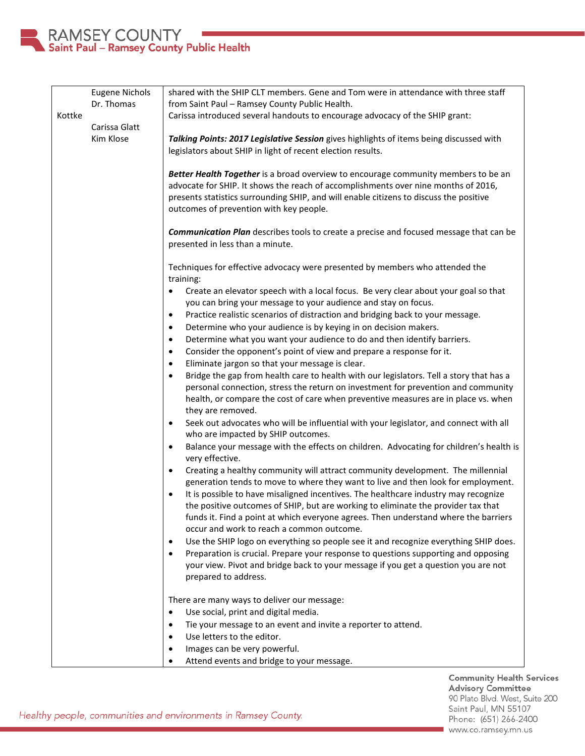| | | |
|---|---|---|
| Kottke | Eugene Nichols<br>Dr. Thomas<br><br>Carissa Glatt<br>Kim Klose | shared with the SHIP CLT members. Gene and Tom were in attendance with three staff from Saint Paul – Ramsey County Public Health.<br>Carissa introduced several handouts to encourage advocacy of the SHIP grant:<br><br>***Talking Points: 2017 Legislative Session*** gives highlights of items being discussed with legislators about SHIP in light of recent election results.<br><br>***Better Health Together*** is a broad overview to encourage community members to be an advocate for SHIP. It shows the reach of accomplishments over nine months of 2016, presents statistics surrounding SHIP, and will enable citizens to discuss the positive outcomes of prevention with key people.<br><br>***Communication Plan*** describes tools to create a precise and focused message that can be presented in less than a minute.<br><br>Techniques for effective advocacy were presented by members who attended the training:<br>• Create an elevator speech with a local focus. Be very clear about your goal so that you can bring your message to your audience and stay on focus.<br>• Practice realistic scenarios of distraction and bridging back to your message.<br>• Determine who your audience is by keying in on decision makers.<br>• Determine what you want your audience to do and then identify barriers.<br>• Consider the opponent's point of view and prepare a response for it.<br>• Eliminate jargon so that your message is clear.<br>• Bridge the gap from health care to health with our legislators. Tell a story that has a personal connection, stress the return on investment for prevention and community health, or compare the cost of care when preventive measures are in place vs. when they are removed.<br>• Seek out advocates who will be influential with your legislator, and connect with all who are impacted by SHIP outcomes.<br>• Balance your message with the effects on children. Advocating for children's health is very effective.<br>• Creating a healthy community will attract community development. The millennial generation tends to move to where they want to live and then look for employment.<br>• It is possible to have misaligned incentives. The healthcare industry may recognize the positive outcomes of SHIP, but are working to eliminate the provider tax that funds it. Find a point at which everyone agrees. Then understand where the barriers occur and work to reach a common outcome.<br>• Use the SHIP logo on everything so people see it and recognize everything SHIP does.<br>• Preparation is crucial. Prepare your response to questions supporting and opposing your view. Pivot and bridge back to your message if you get a question you are not prepared to address.<br><br>There are many ways to deliver our message:<br>• Use social, print and digital media.<br>• Tie your message to an event and invite a reporter to attend.<br>• Use letters to the editor.<br>• Images can be very powerful.<br>• Attend events and bridge to your message. |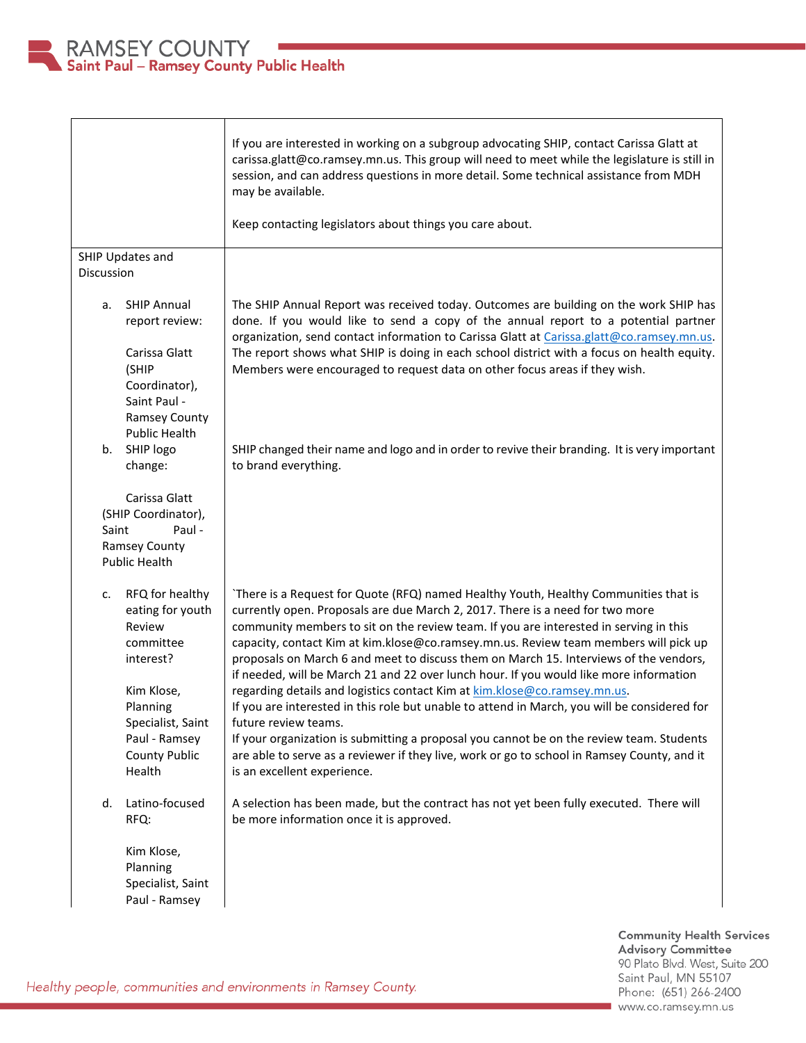| | |
|---|---|
| | If you are interested in working on a subgroup advocating SHIP, contact Carissa Glatt at carissa.glatt@co.ramsey.mn.us. This group will need to meet while the legislature is still in session, and can address questions in more detail. Some technical assistance from MDH may be available.<br><br>Keep contacting legislators about things you care about. |
| SHIP Updates and Discussion | |
| a. SHIP Annual report review:<br><br>Carissa Glatt (SHIP Coordinator), Saint Paul - Ramsey County Public Health | The SHIP Annual Report was received today. Outcomes are building on the work SHIP has done. If you would like to send a copy of the annual report to a potential partner organization, send contact information to Carissa Glatt at Carissa.glatt@co.ramsey.mn.us. The report shows what SHIP is doing in each school district with a focus on health equity. Members were encouraged to request data on other focus areas if they wish. |
| b. SHIP logo change:<br><br>Carissa Glatt (SHIP Coordinator), Saint Paul - Ramsey County Public Health | SHIP changed their name and logo and in order to revive their branding. It is very important to brand everything. |
| c. RFQ for healthy eating for youth Review committee interest?<br><br>Kim Klose, Planning Specialist, Saint Paul - Ramsey County Public Health | `There is a Request for Quote (RFQ) named Healthy Youth, Healthy Communities that is currently open. Proposals are due March 2, 2017. There is a need for two more community members to sit on the review team. If you are interested in serving in this capacity, contact Kim at kim.klose@co.ramsey.mn.us. Review team members will pick up proposals on March 6 and meet to discuss them on March 15. Interviews of the vendors, if needed, will be March 21 and 22 over lunch hour. If you would like more information regarding details and logistics contact Kim at kim.klose@co.ramsey.mn.us.<br>If you are interested in this role but unable to attend in March, you will be considered for future review teams.<br>If your organization is submitting a proposal you cannot be on the review team. Students are able to serve as a reviewer if they live, work or go to school in Ramsey County, and it is an excellent experience. |
| d. Latino-focused RFQ:<br><br>Kim Klose, Planning Specialist, Saint Paul - Ramsey | A selection has been made, but the contract has not yet been fully executed. There will be more information once it is approved. |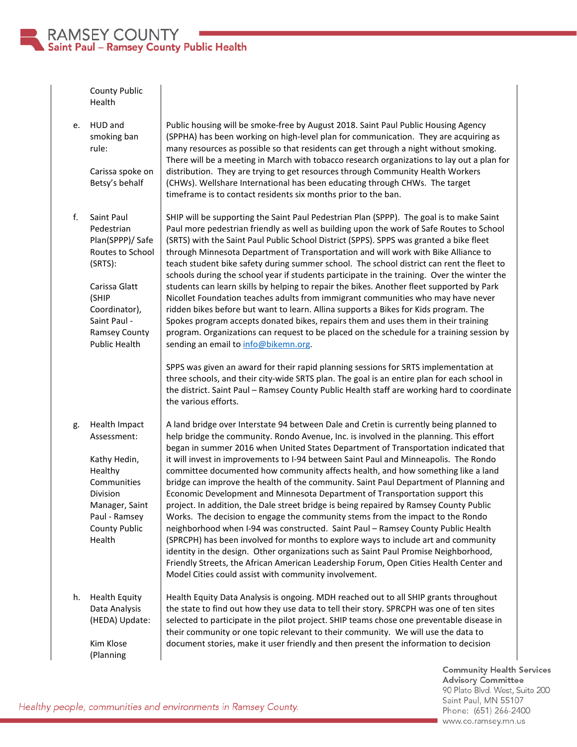| | |
|---|---|
| County Public Health | |
| e. HUD and smoking ban rule:<br><br>Carissa spoke on Betsy's behalf | Public housing will be smoke-free by August 2018. Saint Paul Public Housing Agency (SPPHA) has been working on high-level plan for communication. They are acquiring as many resources as possible so that residents can get through a night without smoking. There will be a meeting in March with tobacco research organizations to lay out a plan for distribution. They are trying to get resources through Community Health Workers (CHWs). Wellshare International has been educating through CHWs. The target timeframe is to contact residents six months prior to the ban. |
| f. Saint Paul Pedestrian Plan(SPPP)/ Safe Routes to School (SRTS):<br><br>Carissa Glatt (SHIP Coordinator), Saint Paul - Ramsey County Public Health | SHIP will be supporting the Saint Paul Pedestrian Plan (SPPP). The goal is to make Saint Paul more pedestrian friendly as well as building upon the work of Safe Routes to School (SRTS) with the Saint Paul Public School District (SPPS). SPPS was granted a bike fleet through Minnesota Department of Transportation and will work with Bike Alliance to teach student bike safety during summer school. The school district can rent the fleet to schools during the school year if students participate in the training. Over the winter the students can learn skills by helping to repair the bikes. Another fleet supported by Park Nicollet Foundation teaches adults from immigrant communities who may have never ridden bikes before but want to learn. Allina supports a Bikes for Kids program. The Spokes program accepts donated bikes, repairs them and uses them in their training program. Organizations can request to be placed on the schedule for a training session by sending an email to info@bikemn.org.<br><br>SPPS was given an award for their rapid planning sessions for SRTS implementation at three schools, and their city-wide SRTS plan. The goal is an entire plan for each school in the district. Saint Paul – Ramsey County Public Health staff are working hard to coordinate the various efforts. |
| g. Health Impact Assessment:<br><br>Kathy Hedin, Healthy Communities Division Manager, Saint Paul - Ramsey County Public Health | A land bridge over Interstate 94 between Dale and Cretin is currently being planned to help bridge the community. Rondo Avenue, Inc. is involved in the planning. This effort began in summer 2016 when United States Department of Transportation indicated that it will invest in improvements to I-94 between Saint Paul and Minneapolis. The Rondo committee documented how community affects health, and how something like a land bridge can improve the health of the community. Saint Paul Department of Planning and Economic Development and Minnesota Department of Transportation support this project. In addition, the Dale street bridge is being repaired by Ramsey County Public Works. The decision to engage the community stems from the impact to the Rondo neighborhood when I-94 was constructed. Saint Paul – Ramsey County Public Health (SPRCPH) has been involved for months to explore ways to include art and community identity in the design. Other organizations such as Saint Paul Promise Neighborhood, Friendly Streets, the African American Leadership Forum, Open Cities Health Center and Model Cities could assist with community involvement. |
| h. Health Equity Data Analysis (HEDA) Update:<br><br>Kim Klose (Planning | Health Equity Data Analysis is ongoing. MDH reached out to all SHIP grants throughout the state to find out how they use data to tell their story. SPRCPH was one of ten sites selected to participate in the pilot project. SHIP teams chose one preventable disease in their community or one topic relevant to their community. We will use the data to document stories, make it user friendly and then present the information to decision |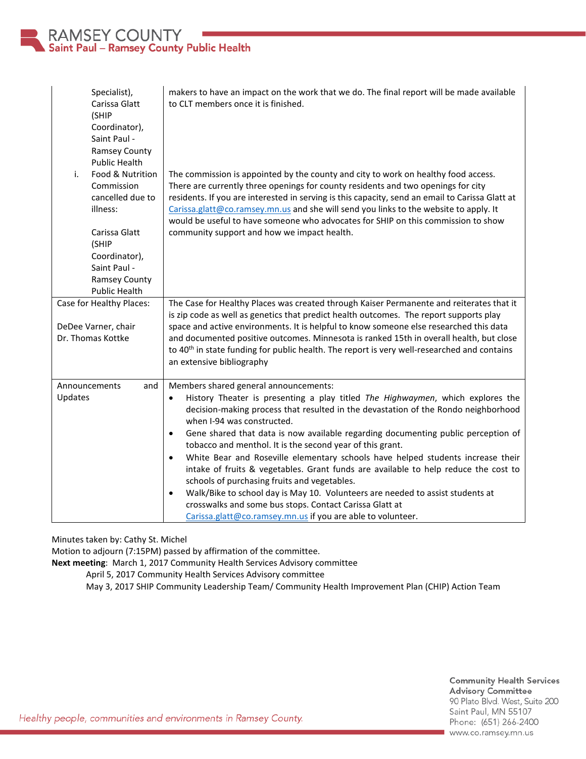| | |
|---|---|
| Specialist), Carissa Glatt (SHIP Coordinator), Saint Paul - Ramsey County Public Health | makers to have an impact on the work that we do. The final report will be made available to CLT members once it is finished. |
| i. Food & Nutrition Commission cancelled due to illness:<br><br>Carissa Glatt (SHIP Coordinator), Saint Paul - Ramsey County Public Health | The commission is appointed by the county and city to work on healthy food access. There are currently three openings for county residents and two openings for city residents. If you are interested in serving is this capacity, send an email to Carissa Glatt at Carissa.glatt@co.ramsey.mn.us and she will send you links to the website to apply. It would be useful to have someone who advocates for SHIP on this commission to show community support and how we impact health. |
| Case for Healthy Places:<br><br>DeDee Varner, chair<br>Dr. Thomas Kottke | The Case for Healthy Places was created through Kaiser Permanente and reiterates that it is zip code as well as genetics that predict health outcomes. The report supports play space and active environments. It is helpful to know someone else researched this data and documented positive outcomes. Minnesota is ranked 15th in overall health, but close to 40th in state funding for public health. The report is very well-researched and contains an extensive bibliography |
| Announcements and Updates | Members shared general announcements:<br>• History Theater is presenting a play titled *The Highwaymen*, which explores the decision-making process that resulted in the devastation of the Rondo neighborhood when I-94 was constructed.<br>• Gene shared that data is now available regarding documenting public perception of tobacco and menthol. It is the second year of this grant.<br>• White Bear and Roseville elementary schools have helped students increase their intake of fruits & vegetables. Grant funds are available to help reduce the cost to schools of purchasing fruits and vegetables.<br>• Walk/Bike to school day is May 10. Volunteers are needed to assist students at crosswalks and some bus stops. Contact Carissa Glatt at Carissa.glatt@co.ramsey.mn.us if you are able to volunteer. |

Minutes taken by: Cathy St. Michel

Motion to adjourn (7:15PM) passed by affirmation of the committee.

**Next meeting**: March 1, 2017 Community Health Services Advisory committee

April 5, 2017 Community Health Services Advisory committee

May 3, 2017 SHIP Community Leadership Team/ Community Health Improvement Plan (CHIP) Action Team